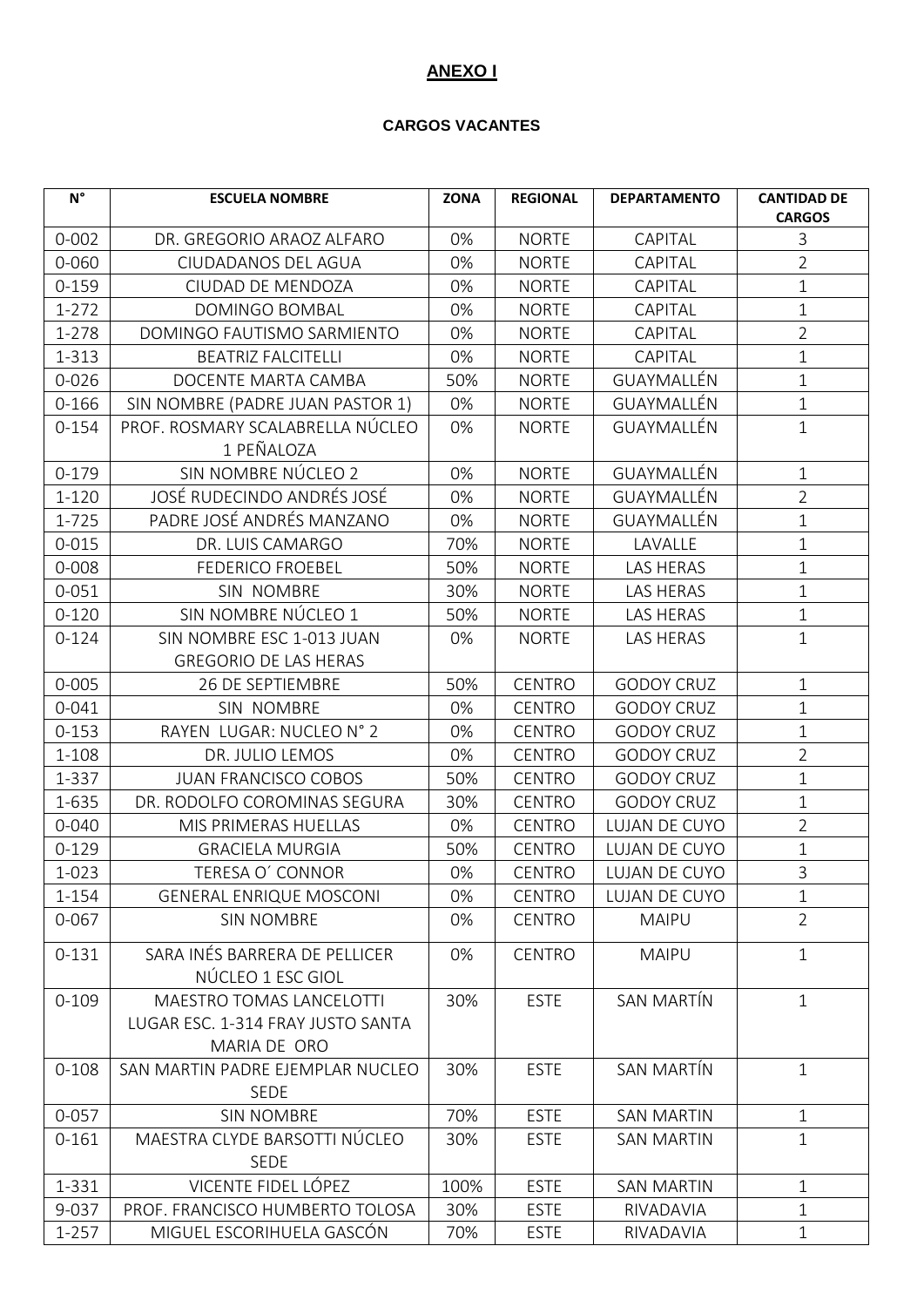**ANEXO I**

**CARGOS VACANTES**

| N° | ESCUELA NOMBRE | ZONA | REGIONAL | DEPARTAMENTO | CANTIDAD DE CARGOS |
|---|---|---|---|---|---|
| 0-002 | DR. GREGORIO ARAOZ ALFARO | 0% | NORTE | CAPITAL | 3 |
| 0-060 | CIUDADANOS DEL AGUA | 0% | NORTE | CAPITAL | 2 |
| 0-159 | CIUDAD DE MENDOZA | 0% | NORTE | CAPITAL | 1 |
| 1-272 | DOMINGO BOMBAL | 0% | NORTE | CAPITAL | 1 |
| 1-278 | DOMINGO FAUTISMO SARMIENTO | 0% | NORTE | CAPITAL | 2 |
| 1-313 | BEATRIZ FALCITELLI | 0% | NORTE | CAPITAL | 1 |
| 0-026 | DOCENTE MARTA CAMBA | 50% | NORTE | GUAYMALLÉN | 1 |
| 0-166 | SIN NOMBRE (PADRE JUAN PASTOR 1) | 0% | NORTE | GUAYMALLÉN | 1 |
| 0-154 | PROF. ROSMARY SCALABRELLA NÚCLEO 1 PEÑALOZA | 0% | NORTE | GUAYMALLÉN | 1 |
| 0-179 | SIN NOMBRE NÚCLEO 2 | 0% | NORTE | GUAYMALLÉN | 1 |
| 1-120 | JOSÉ RUDECINDO ANDRÉS JOSÉ | 0% | NORTE | GUAYMALLÉN | 2 |
| 1-725 | PADRE JOSÉ ANDRÉS MANZANO | 0% | NORTE | GUAYMALLÉN | 1 |
| 0-015 | DR. LUIS CAMARGO | 70% | NORTE | LAVALLE | 1 |
| 0-008 | FEDERICO FROEBEL | 50% | NORTE | LAS HERAS | 1 |
| 0-051 | SIN NOMBRE | 30% | NORTE | LAS HERAS | 1 |
| 0-120 | SIN NOMBRE NÚCLEO 1 | 50% | NORTE | LAS HERAS | 1 |
| 0-124 | SIN NOMBRE ESC 1-013 JUAN GREGORIO DE LAS HERAS | 0% | NORTE | LAS HERAS | 1 |
| 0-005 | 26 DE SEPTIEMBRE | 50% | CENTRO | GODOY CRUZ | 1 |
| 0-041 | SIN NOMBRE | 0% | CENTRO | GODOY CRUZ | 1 |
| 0-153 | RAYEN LUGAR: NUCLEO N° 2 | 0% | CENTRO | GODOY CRUZ | 1 |
| 1-108 | DR. JULIO LEMOS | 0% | CENTRO | GODOY CRUZ | 2 |
| 1-337 | JUAN FRANCISCO COBOS | 50% | CENTRO | GODOY CRUZ | 1 |
| 1-635 | DR. RODOLFO COROMINAS SEGURA | 30% | CENTRO | GODOY CRUZ | 1 |
| 0-040 | MIS PRIMERAS HUELLAS | 0% | CENTRO | LUJAN DE CUYO | 2 |
| 0-129 | GRACIELA MURGIA | 50% | CENTRO | LUJAN DE CUYO | 1 |
| 1-023 | TERESA O´ CONNOR | 0% | CENTRO | LUJAN DE CUYO | 3 |
| 1-154 | GENERAL ENRIQUE MOSCONI | 0% | CENTRO | LUJAN DE CUYO | 1 |
| 0-067 | SIN NOMBRE | 0% | CENTRO | MAIPU | 2 |
| 0-131 | SARA INÉS BARRERA DE PELLICER NÚCLEO 1 ESC GIOL | 0% | CENTRO | MAIPU | 1 |
| 0-109 | MAESTRO TOMAS LANCELOTTI LUGAR ESC. 1-314 FRAY JUSTO SANTA MARIA DE ORO | 30% | ESTE | SAN MARTÍN | 1 |
| 0-108 | SAN MARTIN PADRE EJEMPLAR NUCLEO SEDE | 30% | ESTE | SAN MARTÍN | 1 |
| 0-057 | SIN NOMBRE | 70% | ESTE | SAN MARTIN | 1 |
| 0-161 | MAESTRA CLYDE BARSOTTI NÚCLEO SEDE | 30% | ESTE | SAN MARTIN | 1 |
| 1-331 | VICENTE FIDEL LÓPEZ | 100% | ESTE | SAN MARTIN | 1 |
| 9-037 | PROF. FRANCISCO HUMBERTO TOLOSA | 30% | ESTE | RIVADAVIA | 1 |
| 1-257 | MIGUEL ESCORIHUELA GASCÓN | 70% | ESTE | RIVADAVIA | 1 |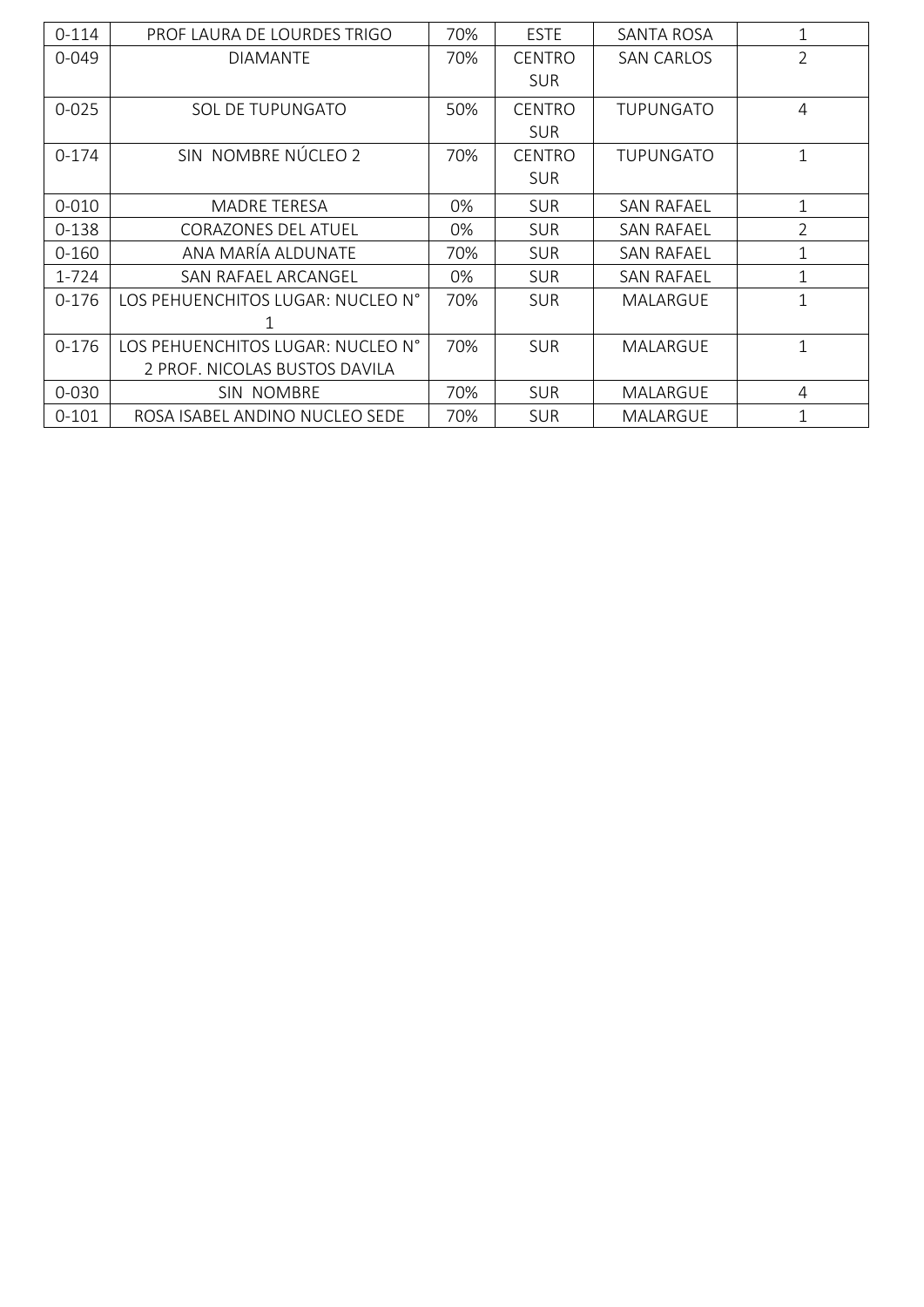| | | | | | |
|---|---|---|---|---|---|
| 0-114 | PROF LAURA DE LOURDES TRIGO | 70% | ESTE | SANTA ROSA | 1 |
| 0-049 | DIAMANTE | 70% | CENTRO SUR | SAN CARLOS | 2 |
| 0-025 | SOL DE TUPUNGATO | 50% | CENTRO SUR | TUPUNGATO | 4 |
| 0-174 | SIN NOMBRE NÚCLEO 2 | 70% | CENTRO SUR | TUPUNGATO | 1 |
| 0-010 | MADRE TERESA | 0% | SUR | SAN RAFAEL | 1 |
| 0-138 | CORAZONES DEL ATUEL | 0% | SUR | SAN RAFAEL | 2 |
| 0-160 | ANA MARÍA ALDUNATE | 70% | SUR | SAN RAFAEL | 1 |
| 1-724 | SAN RAFAEL ARCANGEL | 0% | SUR | SAN RAFAEL | 1 |
| 0-176 | LOS PEHUENCHITOS LUGAR: NUCLEO N° 1 | 70% | SUR | MALARGUE | 1 |
| 0-176 | LOS PEHUENCHITOS LUGAR: NUCLEO N° 2 PROF. NICOLAS BUSTOS DAVILA | 70% | SUR | MALARGUE | 1 |
| 0-030 | SIN NOMBRE | 70% | SUR | MALARGUE | 4 |
| 0-101 | ROSA ISABEL ANDINO NUCLEO SEDE | 70% | SUR | MALARGUE | 1 |